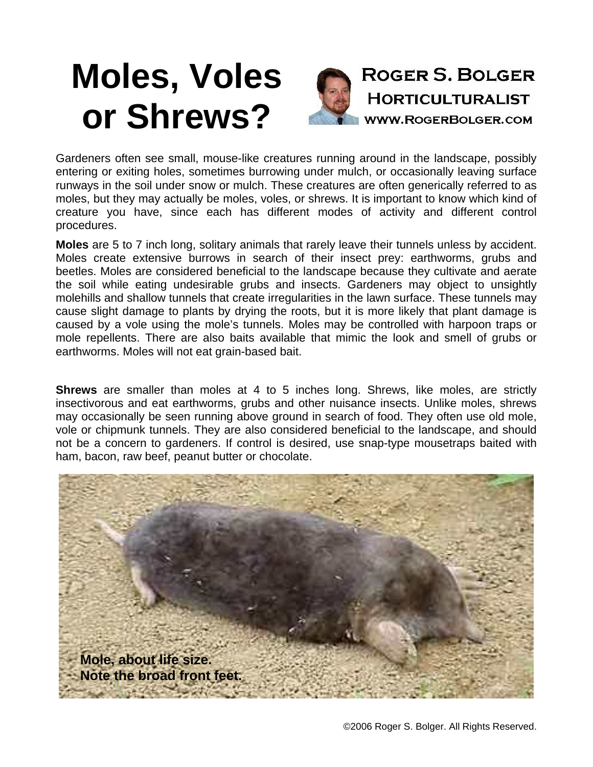# Moles, Voles or Shrews?

**Roger S. Bolger**
**Horticulturalist**
**www.RogerBolger.com**

Gardeners often see small, mouse-like creatures running around in the landscape, possibly entering or exiting holes, sometimes burrowing under mulch, or occasionally leaving surface runways in the soil under snow or mulch. These creatures are often generically referred to as moles, but they may actually be moles, voles, or shrews. It is important to know which kind of creature you have, since each has different modes of activity and different control procedures.

**Moles** are 5 to 7 inch long, solitary animals that rarely leave their tunnels unless by accident. Moles create extensive burrows in search of their insect prey: earthworms, grubs and beetles. Moles are considered beneficial to the landscape because they cultivate and aerate the soil while eating undesirable grubs and insects. Gardeners may object to unsightly molehills and shallow tunnels that create irregularities in the lawn surface. These tunnels may cause slight damage to plants by drying the roots, but it is more likely that plant damage is caused by a vole using the mole's tunnels. Moles may be controlled with harpoon traps or mole repellents. There are also baits available that mimic the look and smell of grubs or earthworms. Moles will not eat grain-based bait.

**Shrews** are smaller than moles at 4 to 5 inches long. Shrews, like moles, are strictly insectivorous and eat earthworms, grubs and other nuisance insects. Unlike moles, shrews may occasionally be seen running above ground in search of food. They often use old mole, vole or chipmunk tunnels. They are also considered beneficial to the landscape, and should not be a concern to gardeners. If control is desired, use snap-type mousetraps baited with ham, bacon, raw beef, peanut butter or chocolate.

**Mole, about life size.**
**Note the broad front feet.**

©2006 Roger S. Bolger. All Rights Reserved.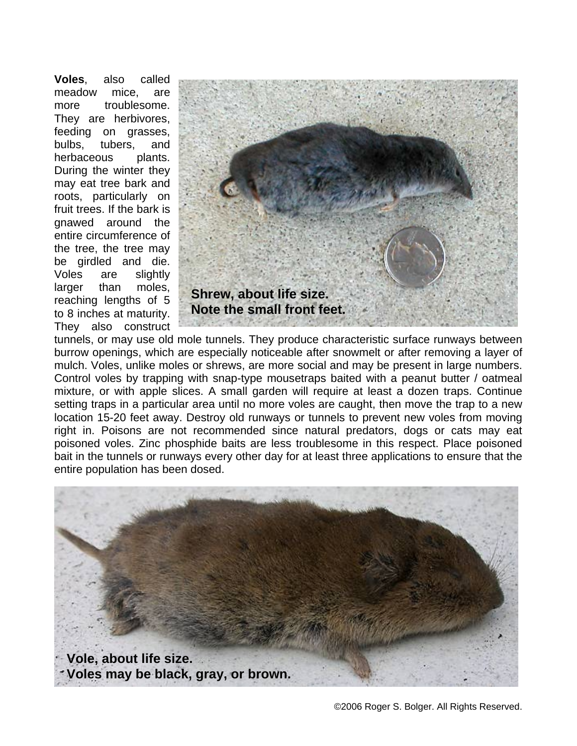**Voles**, also called meadow mice, are more troublesome. They are herbivores, feeding on grasses, bulbs, tubers, and herbaceous plants. During the winter they may eat tree bark and roots, particularly on fruit trees. If the bark is gnawed around the entire circumference of the tree, the tree may be girdled and die. Voles are slightly larger than moles, reaching lengths of 5 to 8 inches at maturity. They also construct tunnels, or may use old mole tunnels. They produce characteristic surface runways between burrow openings, which are especially noticeable after snowmelt or after removing a layer of mulch. Voles, unlike moles or shrews, are more social and may be present in large numbers. Control voles by trapping with snap-type mousetraps baited with a peanut butter / oatmeal mixture, or with apple slices. A small garden will require at least a dozen traps. Continue setting traps in a particular area until no more voles are caught, then move the trap to a new location 15-20 feet away. Destroy old runways or tunnels to prevent new voles from moving right in. Poisons are not recommended since natural predators, dogs or cats may eat poisoned voles. Zinc phosphide baits are less troublesome in this respect. Place poisoned bait in the tunnels or runways every other day for at least three applications to ensure that the entire population has been dosed.

**Shrew, about life size.**
**Note the small front feet.**

**Vole, about life size.**
**Voles may be black, gray, or brown.**

©2006 Roger S. Bolger. All Rights Reserved.